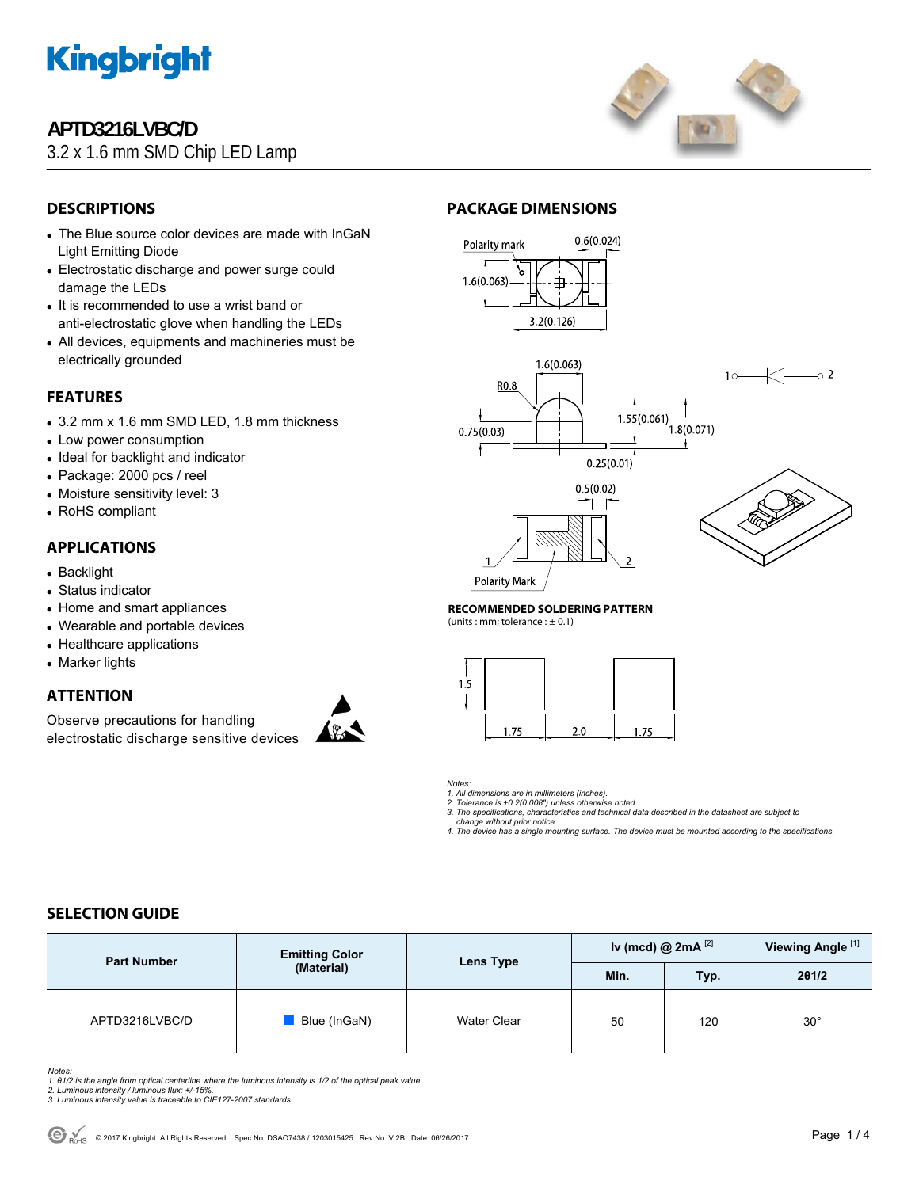# APTD3216LVBC/D

3.2 x 1.6 mm SMD Chip LED Lamp

## DESCRIPTIONS

- The Blue source color devices are made with InGaN Light Emitting Diode
- Electrostatic discharge and power surge could damage the LEDs
- It is recommended to use a wrist band or anti-electrostatic glove when handling the LEDs
- All devices, equipments and machineries must be electrically grounded

## FEATURES

- 3.2 mm x 1.6 mm SMD LED, 1.8 mm thickness
- Low power consumption
- Ideal for backlight and indicator
- Package: 2000 pcs / reel
- Moisture sensitivity level: 3
- RoHS compliant

## APPLICATIONS

- Backlight
- Status indicator
- Home and smart appliances
- Wearable and portable devices
- Healthcare applications
- Marker lights

## ATTENTION

Observe precautions for handling electrostatic discharge sensitive devices

## PACKAGE DIMENSIONS

Polarity mark 0.6(0.024) 1.6(0.063) 3.2(0.126)

1.6(0.063) R0.8 0.75(0.03) 1.55(0.061) 1.8(0.071) 0.25(0.01)

0.5(0.02) 1 2 Polarity Mark

**RECOMMENDED SOLDERING PATTERN**
(units : mm; tolerance : ± 0.1)

1.5 1.75 2.0 1.75

*Notes:*
*1. All dimensions are in millimeters (inches).*
*2. Tolerance is ±0.2(0.008") unless otherwise noted.*
*3. The specifications, characteristics and technical data described in the datasheet are subject to change without prior notice.*
*4. The device has a single mounting surface. The device must be mounted according to the specifications.*

## SELECTION GUIDE

| Part Number | Emitting Color (Material) | Lens Type | Iv (mcd) @ 2mA [2] | | Viewing Angle [1] |
|---|---|---|---|---|---|
| | | | Min. | Typ. | 2θ1/2 |
| APTD3216LVBC/D | Blue (InGaN) | Water Clear | 50 | 120 | 30° |

*Notes:*
*1. θ1/2 is the angle from optical centerline where the luminous intensity is 1/2 of the optical peak value.*
*2. Luminous intensity / luminous flux: +/-15%.*
*3. Luminous intensity value is traceable to CIE127-2007 standards.*

© 2017 Kingbright. All Rights Reserved. Spec No: DSAO7438 / 1203015425 Rev No: V.2B Date: 06/26/2017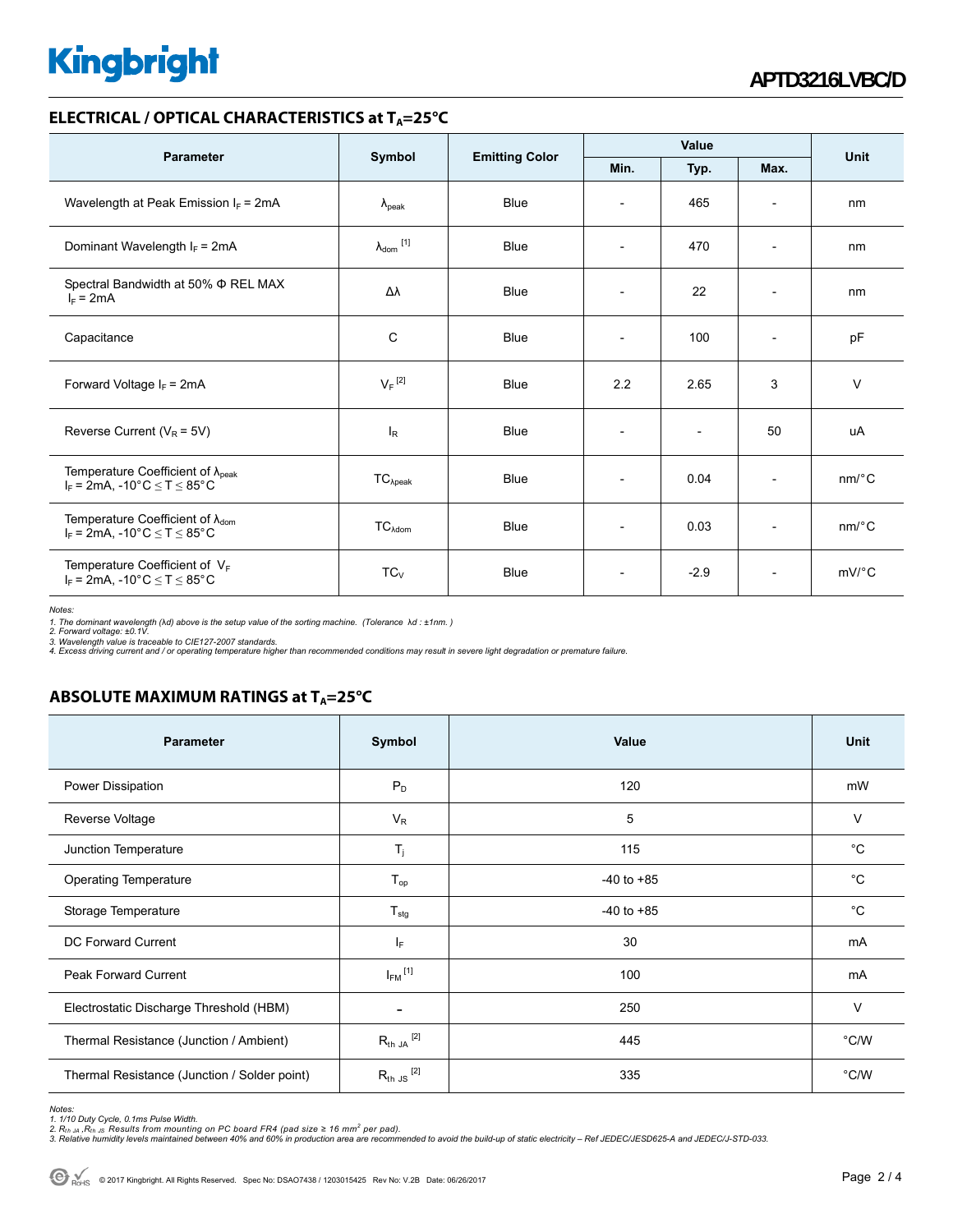## ELECTRICAL / OPTICAL CHARACTERISTICS at $T_A$=25°C

| Parameter | Symbol | Emitting Color | Value | | | Unit |
|---|---|---|---|---|---|---|
| | | | Min. | Typ. | Max. | |
| Wavelength at Peak Emission $I_F$ = 2mA | $\lambda_{peak}$ | Blue | - | 465 | - | nm |
| Dominant Wavelength $I_F$ = 2mA | $\lambda_{dom}$ [1] | Blue | - | 470 | - | nm |
| Spectral Bandwidth at 50% Φ REL MAX $I_F$ = 2mA | Δλ | Blue | - | 22 | - | nm |
| Capacitance | C | Blue | - | 100 | - | pF |
| Forward Voltage $I_F$ = 2mA | $V_F$ [2] | Blue | 2.2 | 2.65 | 3 | V |
| Reverse Current ($V_R$ = 5V) | $I_R$ | Blue | - | - | 50 | uA |
| Temperature Coefficient of $\lambda_{peak}$ $I_F$ = 2mA, -10°C ≤ T ≤ 85°C | $TC_{\lambda peak}$ | Blue | - | 0.04 | - | nm/°C |
| Temperature Coefficient of $\lambda_{dom}$ $I_F$ = 2mA, -10°C ≤ T ≤ 85°C | $TC_{\lambda dom}$ | Blue | - | 0.03 | - | nm/°C |
| Temperature Coefficient of $V_F$ $I_F$ = 2mA, -10°C ≤ T ≤ 85°C | $TC_V$ | Blue | - | -2.9 | - | mV/°C |

*Notes:*
*1. The dominant wavelength (λd) above is the setup value of the sorting machine. (Tolerance λd : ±1nm. )*
*2. Forward voltage: ±0.1V.*
*3. Wavelength value is traceable to CIE127-2007 standards.*
*4. Excess driving current and / or operating temperature higher than recommended conditions may result in severe light degradation or premature failure.*

## ABSOLUTE MAXIMUM RATINGS at $T_A$=25°C

| Parameter | Symbol | Value | Unit |
|---|---|---|---|
| Power Dissipation | $P_D$ | 120 | mW |
| Reverse Voltage | $V_R$ | 5 | V |
| Junction Temperature | $T_j$ | 115 | °C |
| Operating Temperature | $T_{op}$ | -40 to +85 | °C |
| Storage Temperature | $T_{stg}$ | -40 to +85 | °C |
| DC Forward Current | $I_F$ | 30 | mA |
| Peak Forward Current | $I_{FM}$ [1] | 100 | mA |
| Electrostatic Discharge Threshold (HBM) | - | 250 | V |
| Thermal Resistance (Junction / Ambient) | $R_{th\ JA}$ [2] | 445 | °C/W |
| Thermal Resistance (Junction / Solder point) | $R_{th\ JS}$ [2] | 335 | °C/W |

*Notes:*
*1. 1/10 Duty Cycle, 0.1ms Pulse Width.*
*2. $R_{th\ JA}$ ,$R_{th\ JS}$ Results from mounting on PC board FR4 (pad size ≥ 16 $mm^2$ per pad).*
*3. Relative humidity levels maintained between 40% and 60% in production area are recommended to avoid the build-up of static electricity – Ref JEDEC/JESD625-A and JEDEC/J-STD-033.*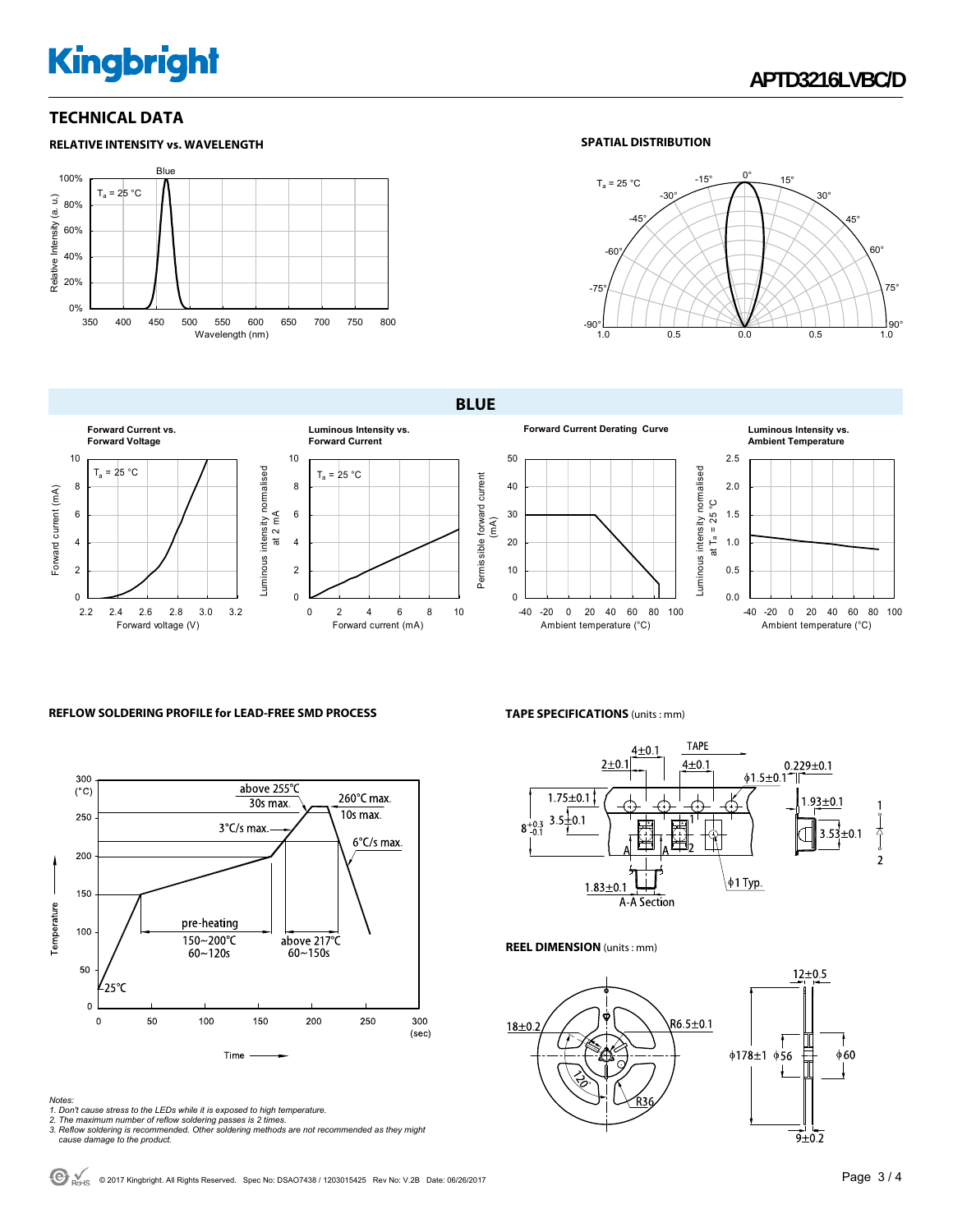## TECHNICAL DATA

### RELATIVE INTENSITY vs. WAVELENGTH

$T_a$ = 25 °C

Blue

Relative Intensity (a. u.)

Wavelength (nm)

### SPATIAL DISTRIBUTION

$T_a$ = 25 °C

## BLUE

**Forward Current vs. Forward Voltage**

$T_a$ = 25 °C

Forward current (mA)

Forward voltage (V)

**Luminous Intensity vs. Forward Current**

$T_a$ = 25 °C

Luminous intensity normalised at 2 mA

Forward current (mA)

**Forward Current Derating Curve**

Permissible forward current (mA)

Ambient temperature (°C)

**Luminous Intensity vs. Ambient Temperature**

Luminous intensity normalised at $T_a$ = 25 °C

Ambient temperature (°C)

### REFLOW SOLDERING PROFILE for LEAD-FREE SMD PROCESS

Temperature (°C)

Time (sec)

- above 255°C 30s max.
- 260°C max. 10s max.
- 3°C/s max.
- 6°C/s max.
- pre-heating 150~200°C 60~120s
- above 217°C 60~150s
- 25°C

### TAPE SPECIFICATIONS (units : mm)

TAPE

4±0.1, 2±0.1, 4±0.1, ϕ1.5±0.1, 0.229±0.1, 1.75±0.1, 1.93±0.1, $8^{+0.3}_{-0.1}$, 3.5±0.1, 3.53±0.1, 1.83±0.1, ϕ1 Typ., A-A Section

### REEL DIMENSION (units : mm)

18±0.2, R6.5±0.1, 120°, R36, 12±0.5, ϕ178±1, ϕ56, ϕ60, 9±0.2

Notes:
1. Don't cause stress to the LEDs while it is exposed to high temperature.
2. The maximum number of reflow soldering passes is 2 times.
3. Reflow soldering is recommended. Other soldering methods are not recommended as they might cause damage to the product.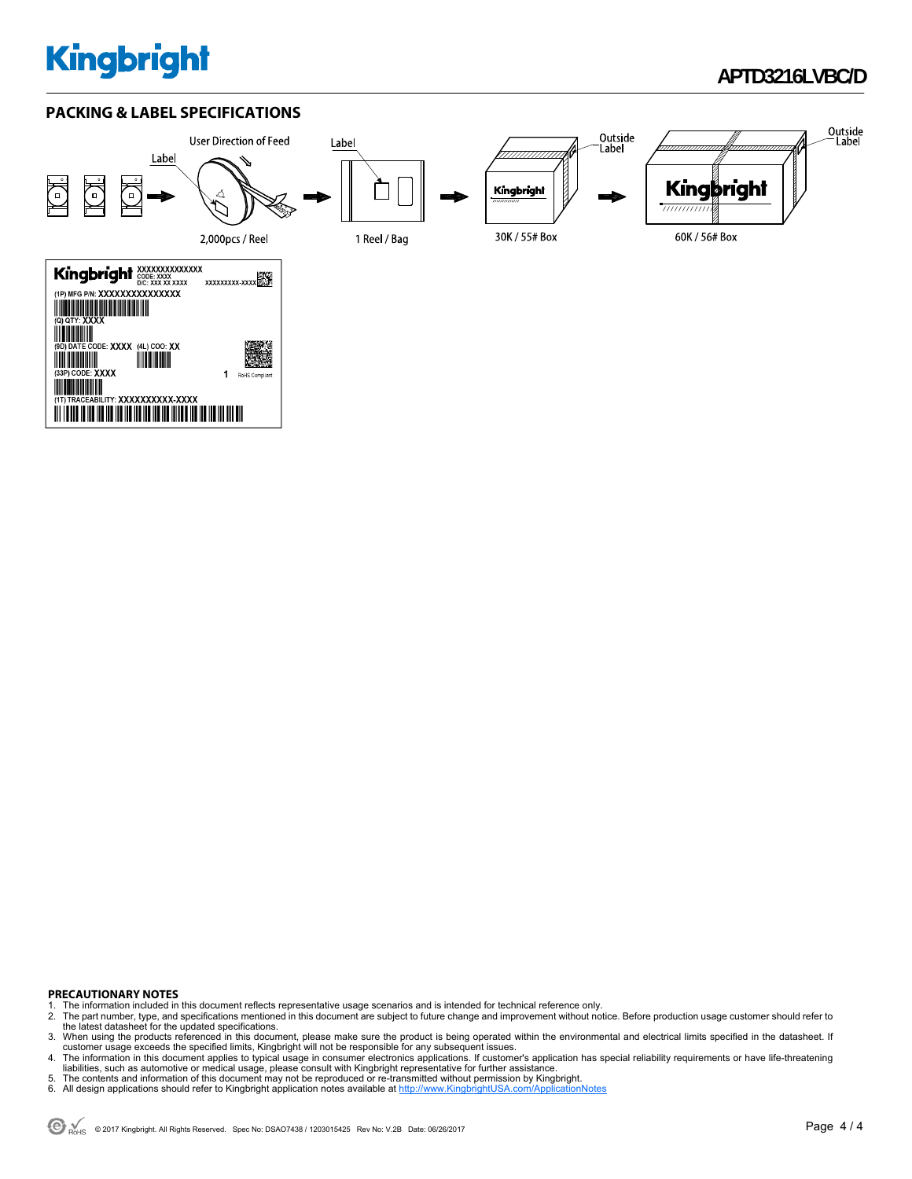## PACKING & LABEL SPECIFICATIONS

Label

User Direction of Feed

Label

Outside Label

Outside Label

2,000pcs / Reel

1 Reel / Bag

30K / 55# Box

60K / 56# Box

Kingbright XXXXXXXXXXXXXX
CODE: XXXX
D/C: XXX XX XXXX
XXXXXXXXX-XXXX
(1P) MFG P/N: XXXXXXXXXXXXXXX
(Q) QTY: XXXX
(9D) DATE CODE: XXXX (4L) COO: XX
(33P) CODE: XXXX
1 RoHS Compliant
(1T) TRACEABILITY: XXXXXXXXXX-XXXX

### PRECAUTIONARY NOTES

1. The information included in this document reflects representative usage scenarios and is intended for technical reference only.
2. The part number, type, and specifications mentioned in this document are subject to future change and improvement without notice. Before production usage customer should refer to the latest datasheet for the updated specifications.
3. When using the products referenced in this document, please make sure the product is being operated within the environmental and electrical limits specified in the datasheet. If customer usage exceeds the specified limits, Kingbright will not be responsible for any subsequent issues.
4. The information in this document applies to typical usage in consumer electronics applications. If customer's application has special reliability requirements or have life-threatening liabilities, such as automotive or medical usage, please consult with Kingbright representative for further assistance.
5. The contents and information of this document may not be reproduced or re-transmitted without permission by Kingbright.
6. All design applications should refer to Kingbright application notes available at http://www.KingbrightUSA.com/ApplicationNotes